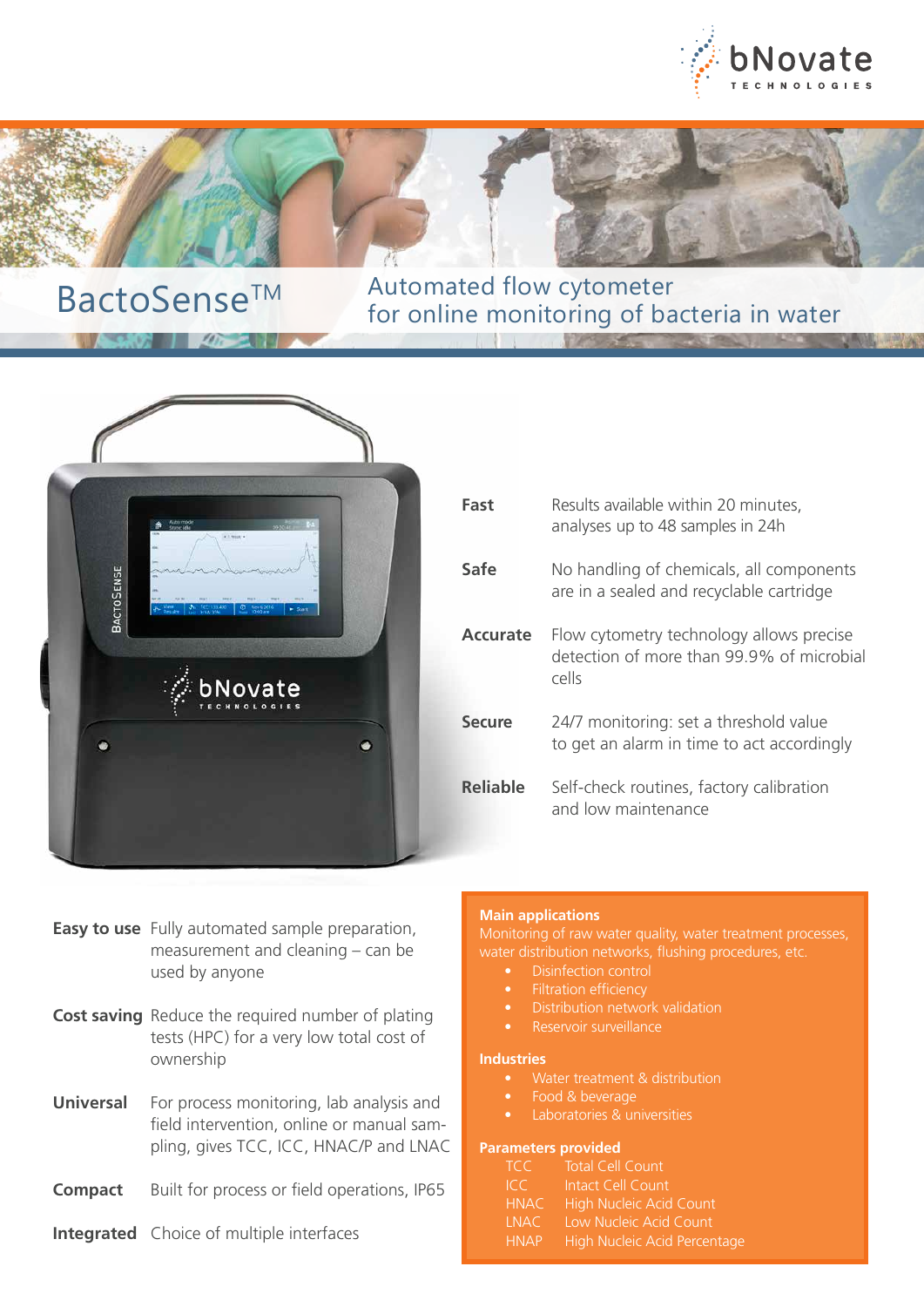bNovate TECHNOLOGIES

# BactoSense™

## Automated flow cytometer for online monitoring of bacteria in water

**Fast** Results available within 20 minutes, analyses up to 48 samples in 24h

**Safe** No handling of chemicals, all components are in a sealed and recyclable cartridge

**Accurate** Flow cytometry technology allows precise detection of more than 99.9% of microbial cells

**Secure** 24/7 monitoring: set a threshold value to get an alarm in time to act accordingly

**Reliable** Self-check routines, factory calibration and low maintenance

**Easy to use** Fully automated sample preparation, measurement and cleaning – can be used by anyone

**Cost saving** Reduce the required number of plating tests (HPC) for a very low total cost of ownership

**Universal** For process monitoring, lab analysis and field intervention, online or manual sampling, gives TCC, ICC, HNAC/P and LNAC

**Compact** Built for process or field operations, IP65

**Integrated** Choice of multiple interfaces

### Main applications

Monitoring of raw water quality, water treatment processes, water distribution networks, flushing procedures, etc.

- Disinfection control
- Filtration efficiency
- Distribution network validation
- Reservoir surveillance

### Industries

- Water treatment & distribution
- Food & beverage
- Laboratories & universities

### Parameters provided

| | |
|---|---|
| TCC | Total Cell Count |
| ICC | Intact Cell Count |
| HNAC | High Nucleic Acid Count |
| LNAC | Low Nucleic Acid Count |
| HNAP | High Nucleic Acid Percentage |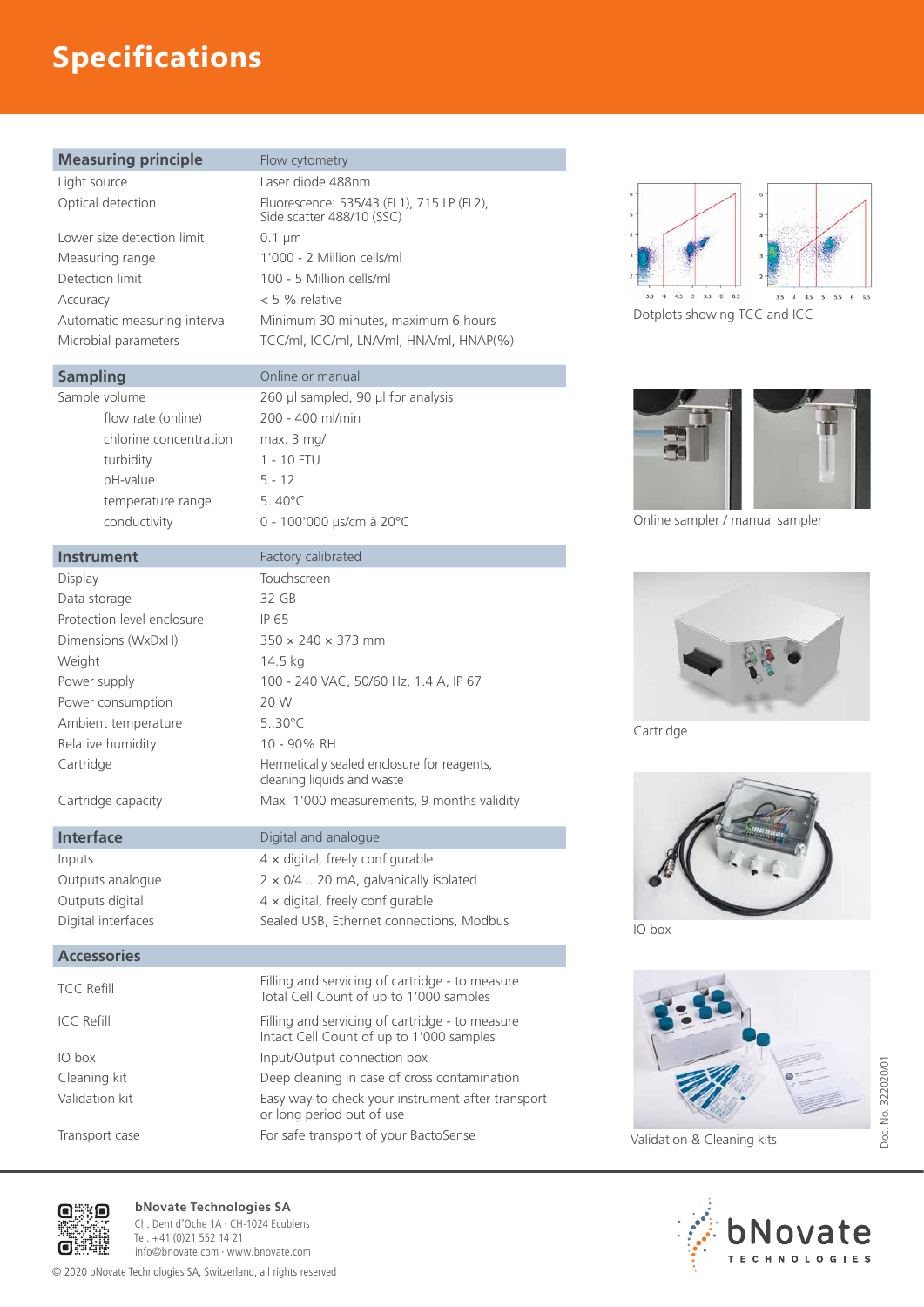# Specifications

| | |
|---|---|
| **Measuring principle** | Flow cytometry |
| Light source | Laser diode 488nm |
| Optical detection | Fluorescence: 535/43 (FL1), 715 LP (FL2), Side scatter 488/10 (SSC) |
| Lower size detection limit | 0.1 µm |
| Measuring range | 1'000 - 2 Million cells/ml |
| Detection limit | 100 - 5 Million cells/ml |
| Accuracy | < 5 % relative |
| Automatic measuring interval | Minimum 30 minutes, maximum 6 hours |
| Microbial parameters | TCC/ml, ICC/ml, LNA/ml, HNA/ml, HNAP(%) |
| **Sampling** | Online or manual |
| Sample volume | 260 µl sampled, 90 µl for analysis |
| flow rate (online) | 200 - 400 ml/min |
| chlorine concentration | max. 3 mg/l |
| turbidity | 1 - 10 FTU |
| pH-value | 5 - 12 |
| temperature range | 5..40°C |
| conductivity | 0 - 100'000 µs/cm à 20°C |
| **Instrument** | Factory calibrated |
| Display | Touchscreen |
| Data storage | 32 GB |
| Protection level enclosure | IP 65 |
| Dimensions (WxDxH) | 350 × 240 × 373 mm |
| Weight | 14.5 kg |
| Power supply | 100 - 240 VAC, 50/60 Hz, 1.4 A, IP 67 |
| Power consumption | 20 W |
| Ambient temperature | 5..30°C |
| Relative humidity | 10 - 90% RH |
| Cartridge | Hermetically sealed enclosure for reagents, cleaning liquids and waste |
| Cartridge capacity | Max. 1'000 measurements, 9 months validity |
| **Interface** | Digital and analogue |
| Inputs | 4 × digital, freely configurable |
| Outputs analogue | 2 × 0/4 .. 20 mA, galvanically isolated |
| Outputs digital | 4 × digital, freely configurable |
| Digital interfaces | Sealed USB, Ethernet connections, Modbus |
| **Accessories** | |
| TCC Refill | Filling and servicing of cartridge - to measure Total Cell Count of up to 1'000 samples |
| ICC Refill | Filling and servicing of cartridge - to measure Intact Cell Count of up to 1'000 samples |
| IO box | Input/Output connection box |
| Cleaning kit | Deep cleaning in case of cross contamination |
| Validation kit | Easy way to check your instrument after transport or long period out of use |
| Transport case | For safe transport of your BactoSense |

Dotplots showing TCC and ICC

Online sampler / manual sampler

Cartridge

IO box

Validation & Cleaning kits

Doc. No. 32202001

**bNovate Technologies SA**
Ch. Dent d'Oche 1A · CH-1024 Ecublens
Tel. +41 (0)21 552 14 21
info@bnovate.com · www.bnovate.com

© 2020 bNovate Technologies SA, Switzerland, all rights reserved

bNovate TECHNOLOGIES